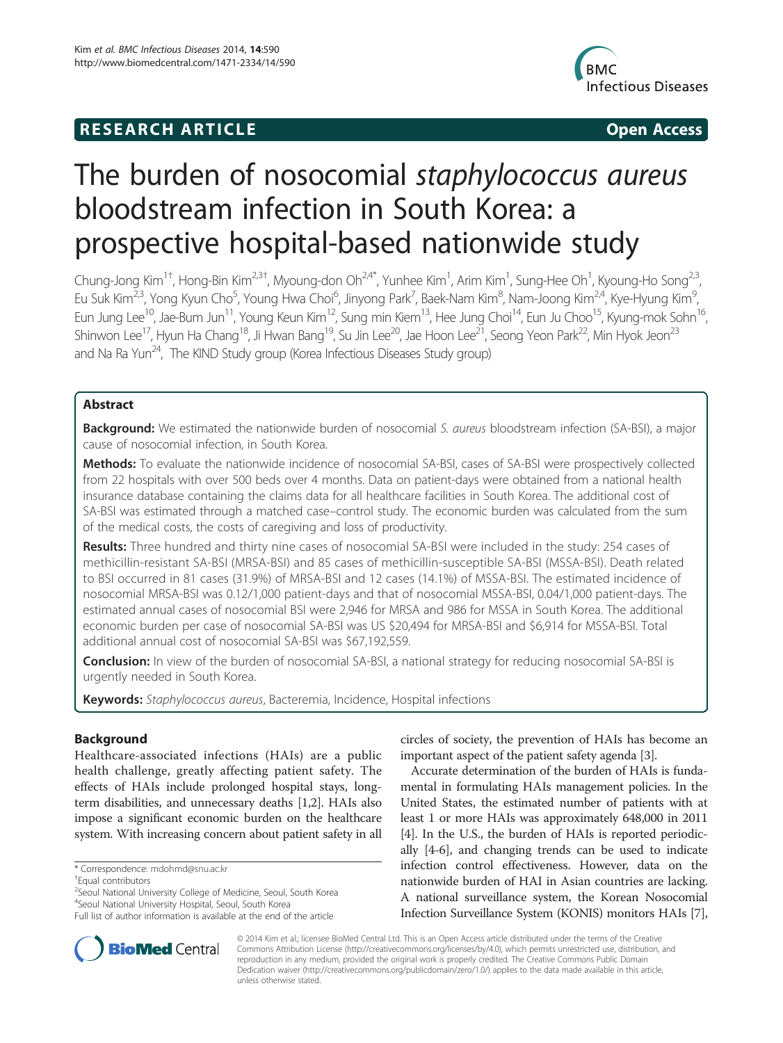**RESEARCH ARTICLE** **Open Access**

# The burden of nosocomial *staphylococcus aureus* bloodstream infection in South Korea: a prospective hospital-based nationwide study

Chung-Jong Kim[1†], Hong-Bin Kim[2,3†], Myoung-don Oh[2,4*], Yunhee Kim[1], Arim Kim[1], Sung-Hee Oh[1], Kyoung-Ho Song[2,3], Eu Suk Kim[2,3], Yong Kyun Cho[5], Young Hwa Choi[6], Jinyong Park[7], Baek-Nam Kim[8], Nam-Joong Kim[2,4], Kye-Hyung Kim[9], Eun Jung Lee[10], Jae-Bum Jun[11], Young Keun Kim[12], Sung min Kiem[13], Hee Jung Choi[14], Eun Ju Choo[15], Kyung-mok Sohn[16], Shinwon Lee[17], Hyun Ha Chang[18], Ji Hwan Bang[19], Su Jin Lee[20], Jae Hoon Lee[21], Seong Yeon Park[22], Min Hyok Jeon[23] and Na Ra Yun[24], The KIND Study group (Korea Infectious Diseases Study group)

## Abstract

**Background:** We estimated the nationwide burden of nosocomial *S. aureus* bloodstream infection (SA-BSI), a major cause of nosocomial infection, in South Korea.

**Methods:** To evaluate the nationwide incidence of nosocomial SA-BSI, cases of SA-BSI were prospectively collected from 22 hospitals with over 500 beds over 4 months. Data on patient-days were obtained from a national health insurance database containing the claims data for all healthcare facilities in South Korea. The additional cost of SA-BSI was estimated through a matched case–control study. The economic burden was calculated from the sum of the medical costs, the costs of caregiving and loss of productivity.

**Results:** Three hundred and thirty nine cases of nosocomial SA-BSI were included in the study: 254 cases of methicillin-resistant SA-BSI (MRSA-BSI) and 85 cases of methicillin-susceptible SA-BSI (MSSA-BSI). Death related to BSI occurred in 81 cases (31.9%) of MRSA-BSI and 12 cases (14.1%) of MSSA-BSI. The estimated incidence of nosocomial MRSA-BSI was 0.12/1,000 patient-days and that of nosocomial MSSA-BSI, 0.04/1,000 patient-days. The estimated annual cases of nosocomial BSI were 2,946 for MRSA and 986 for MSSA in South Korea. The additional economic burden per case of nosocomial SA-BSI was US $20,494 for MRSA-BSI and $6,914 for MSSA-BSI. Total additional annual cost of nosocomial SA-BSI was $67,192,559.

**Conclusion:** In view of the burden of nosocomial SA-BSI, a national strategy for reducing nosocomial SA-BSI is urgently needed in South Korea.

**Keywords:** *Staphylococcus aureus*, Bacteremia, Incidence, Hospital infections

## Background

Healthcare-associated infections (HAIs) are a public health challenge, greatly affecting patient safety. The effects of HAIs include prolonged hospital stays, long-term disabilities, and unnecessary deaths [1,2]. HAIs also impose a significant economic burden on the healthcare system. With increasing concern about patient safety in all circles of society, the prevention of HAIs has become an important aspect of the patient safety agenda [3].

Accurate determination of the burden of HAIs is fundamental in formulating HAIs management policies. In the United States, the estimated number of patients with at least 1 or more HAIs was approximately 648,000 in 2011 [4]. In the U.S., the burden of HAIs is reported periodically [4-6], and changing trends can be used to indicate infection control effectiveness. However, data on the nationwide burden of HAI in Asian countries are lacking. A national surveillance system, the Korean Nosocomial Infection Surveillance System (KONIS) monitors HAIs [7],

\* Correspondence: mdohmd@snu.ac.kr

†Equal contributors

[2]Seoul National University College of Medicine, Seoul, South Korea

[4]Seoul National University Hospital, Seoul, South Korea

Full list of author information is available at the end of the article

© 2014 Kim et al.; licensee BioMed Central Ltd. This is an Open Access article distributed under the terms of the Creative Commons Attribution License (http://creativecommons.org/licenses/by/4.0), which permits unrestricted use, distribution, and reproduction in any medium, provided the original work is properly credited. The Creative Commons Public Domain Dedication waiver (http://creativecommons.org/publicdomain/zero/1.0/) applies to the data made available in this article, unless otherwise stated.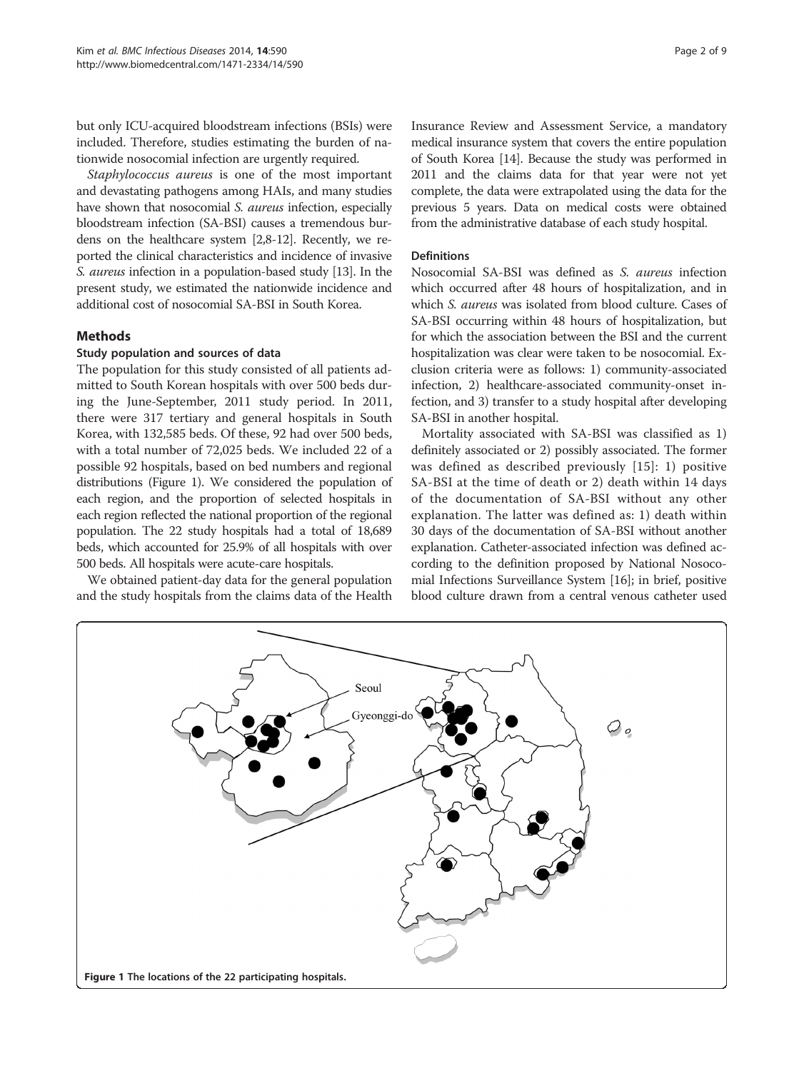but only ICU-acquired bloodstream infections (BSIs) were included. Therefore, studies estimating the burden of nationwide nosocomial infection are urgently required.

*Staphylococcus aureus* is one of the most important and devastating pathogens among HAIs, and many studies have shown that nosocomial *S. aureus* infection, especially bloodstream infection (SA-BSI) causes a tremendous burdens on the healthcare system [2,8-12]. Recently, we reported the clinical characteristics and incidence of invasive *S. aureus* infection in a population-based study [13]. In the present study, we estimated the nationwide incidence and additional cost of nosocomial SA-BSI in South Korea.

## Methods

### Study population and sources of data

The population for this study consisted of all patients admitted to South Korean hospitals with over 500 beds during the June-September, 2011 study period. In 2011, there were 317 tertiary and general hospitals in South Korea, with 132,585 beds. Of these, 92 had over 500 beds, with a total number of 72,025 beds. We included 22 of a possible 92 hospitals, based on bed numbers and regional distributions (Figure 1). We considered the population of each region, and the proportion of selected hospitals in each region reflected the national proportion of the regional population. The 22 study hospitals had a total of 18,689 beds, which accounted for 25.9% of all hospitals with over 500 beds. All hospitals were acute-care hospitals.

We obtained patient-day data for the general population and the study hospitals from the claims data of the Health Insurance Review and Assessment Service, a mandatory medical insurance system that covers the entire population of South Korea [14]. Because the study was performed in 2011 and the claims data for that year were not yet complete, the data were extrapolated using the data for the previous 5 years. Data on medical costs were obtained from the administrative database of each study hospital.

### Definitions

Nosocomial SA-BSI was defined as *S. aureus* infection which occurred after 48 hours of hospitalization, and in which *S. aureus* was isolated from blood culture. Cases of SA-BSI occurring within 48 hours of hospitalization, but for which the association between the BSI and the current hospitalization was clear were taken to be nosocomial. Exclusion criteria were as follows: 1) community-associated infection, 2) healthcare-associated community-onset infection, and 3) transfer to a study hospital after developing SA-BSI in another hospital.

Mortality associated with SA-BSI was classified as 1) definitely associated or 2) possibly associated. The former was defined as described previously [15]: 1) positive SA-BSI at the time of death or 2) death within 14 days of the documentation of SA-BSI without any other explanation. The latter was defined as: 1) death within 30 days of the documentation of SA-BSI without another explanation. Catheter-associated infection was defined according to the definition proposed by National Nosocomial Infections Surveillance System [16]; in brief, positive blood culture drawn from a central venous catheter used

Figure 1 The locations of the 22 participating hospitals.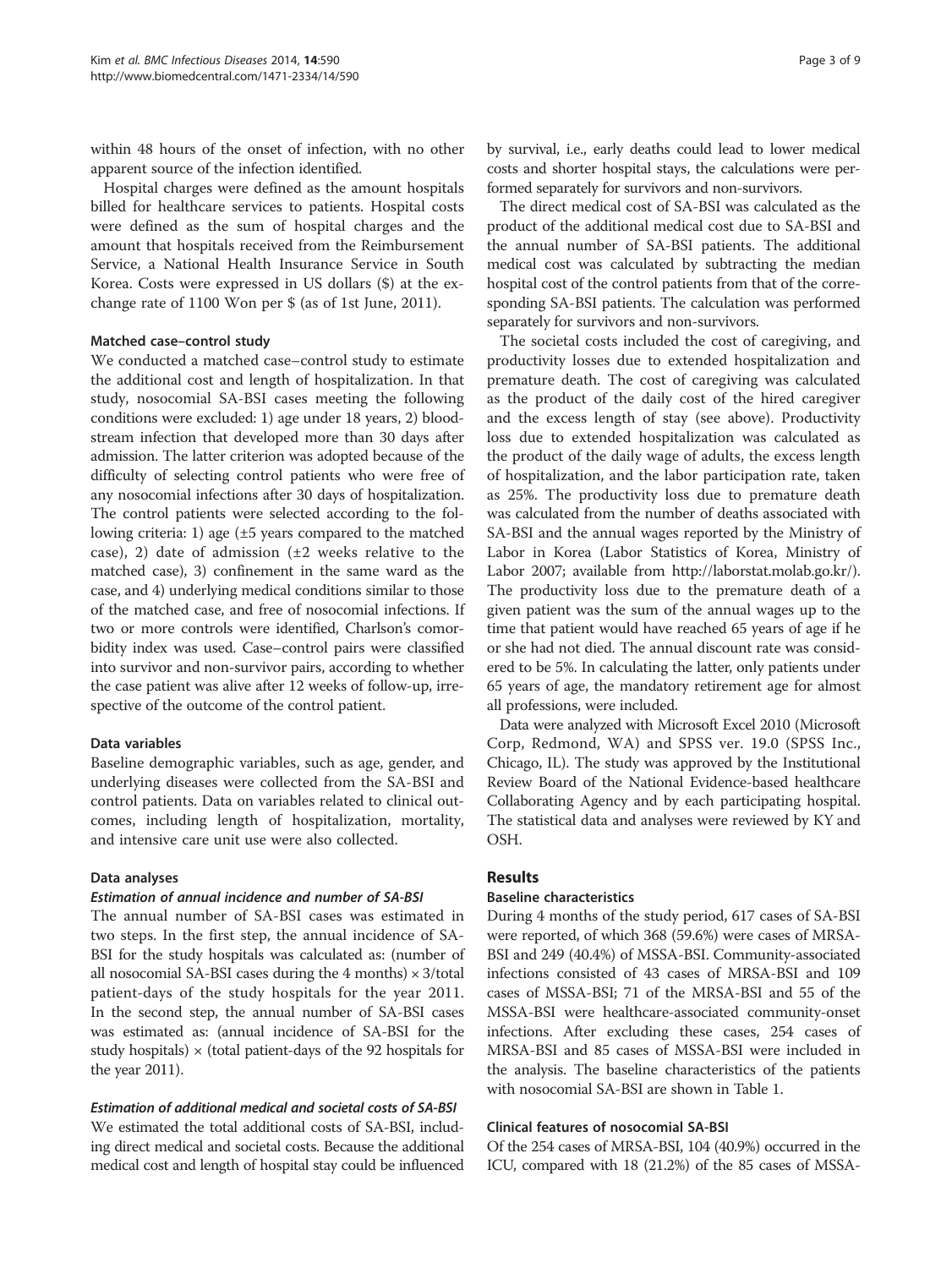within 48 hours of the onset of infection, with no other apparent source of the infection identified.

Hospital charges were defined as the amount hospitals billed for healthcare services to patients. Hospital costs were defined as the sum of hospital charges and the amount that hospitals received from the Reimbursement Service, a National Health Insurance Service in South Korea. Costs were expressed in US dollars ($) at the exchange rate of 1100 Won per $ (as of 1st June, 2011).

#### Matched case–control study

We conducted a matched case–control study to estimate the additional cost and length of hospitalization. In that study, nosocomial SA-BSI cases meeting the following conditions were excluded: 1) age under 18 years, 2) bloodstream infection that developed more than 30 days after admission. The latter criterion was adopted because of the difficulty of selecting control patients who were free of any nosocomial infections after 30 days of hospitalization. The control patients were selected according to the following criteria: 1) age (±5 years compared to the matched case), 2) date of admission (±2 weeks relative to the matched case), 3) confinement in the same ward as the case, and 4) underlying medical conditions similar to those of the matched case, and free of nosocomial infections. If two or more controls were identified, Charlson's comorbidity index was used. Case–control pairs were classified into survivor and non-survivor pairs, according to whether the case patient was alive after 12 weeks of follow-up, irrespective of the outcome of the control patient.

#### Data variables

Baseline demographic variables, such as age, gender, and underlying diseases were collected from the SA-BSI and control patients. Data on variables related to clinical outcomes, including length of hospitalization, mortality, and intensive care unit use were also collected.

#### Data analyses

##### *Estimation of annual incidence and number of SA-BSI*

The annual number of SA-BSI cases was estimated in two steps. In the first step, the annual incidence of SA-BSI for the study hospitals was calculated as: (number of all nosocomial SA-BSI cases during the 4 months) × 3/total patient-days of the study hospitals for the year 2011. In the second step, the annual number of SA-BSI cases was estimated as: (annual incidence of SA-BSI for the study hospitals) × (total patient-days of the 92 hospitals for the year 2011).

##### *Estimation of additional medical and societal costs of SA-BSI*

We estimated the total additional costs of SA-BSI, including direct medical and societal costs. Because the additional medical cost and length of hospital stay could be influenced by survival, i.e., early deaths could lead to lower medical costs and shorter hospital stays, the calculations were performed separately for survivors and non-survivors.

The direct medical cost of SA-BSI was calculated as the product of the additional medical cost due to SA-BSI and the annual number of SA-BSI patients. The additional medical cost was calculated by subtracting the median hospital cost of the control patients from that of the corresponding SA-BSI patients. The calculation was performed separately for survivors and non-survivors.

The societal costs included the cost of caregiving, and productivity losses due to extended hospitalization and premature death. The cost of caregiving was calculated as the product of the daily cost of the hired caregiver and the excess length of stay (see above). Productivity loss due to extended hospitalization was calculated as the product of the daily wage of adults, the excess length of hospitalization, and the labor participation rate, taken as 25%. The productivity loss due to premature death was calculated from the number of deaths associated with SA-BSI and the annual wages reported by the Ministry of Labor in Korea (Labor Statistics of Korea, Ministry of Labor 2007; available from http://laborstat.molab.go.kr/). The productivity loss due to the premature death of a given patient was the sum of the annual wages up to the time that patient would have reached 65 years of age if he or she had not died. The annual discount rate was considered to be 5%. In calculating the latter, only patients under 65 years of age, the mandatory retirement age for almost all professions, were included.

Data were analyzed with Microsoft Excel 2010 (Microsoft Corp, Redmond, WA) and SPSS ver. 19.0 (SPSS Inc., Chicago, IL). The study was approved by the Institutional Review Board of the National Evidence-based healthcare Collaborating Agency and by each participating hospital. The statistical data and analyses were reviewed by KY and OSH.

## Results

#### Baseline characteristics

During 4 months of the study period, 617 cases of SA-BSI were reported, of which 368 (59.6%) were cases of MRSA-BSI and 249 (40.4%) of MSSA-BSI. Community-associated infections consisted of 43 cases of MRSA-BSI and 109 cases of MSSA-BSI; 71 of the MRSA-BSI and 55 of the MSSA-BSI were healthcare-associated community-onset infections. After excluding these cases, 254 cases of MRSA-BSI and 85 cases of MSSA-BSI were included in the analysis. The baseline characteristics of the patients with nosocomial SA-BSI are shown in Table 1.

#### Clinical features of nosocomial SA-BSI

Of the 254 cases of MRSA-BSI, 104 (40.9%) occurred in the ICU, compared with 18 (21.2%) of the 85 cases of MSSA-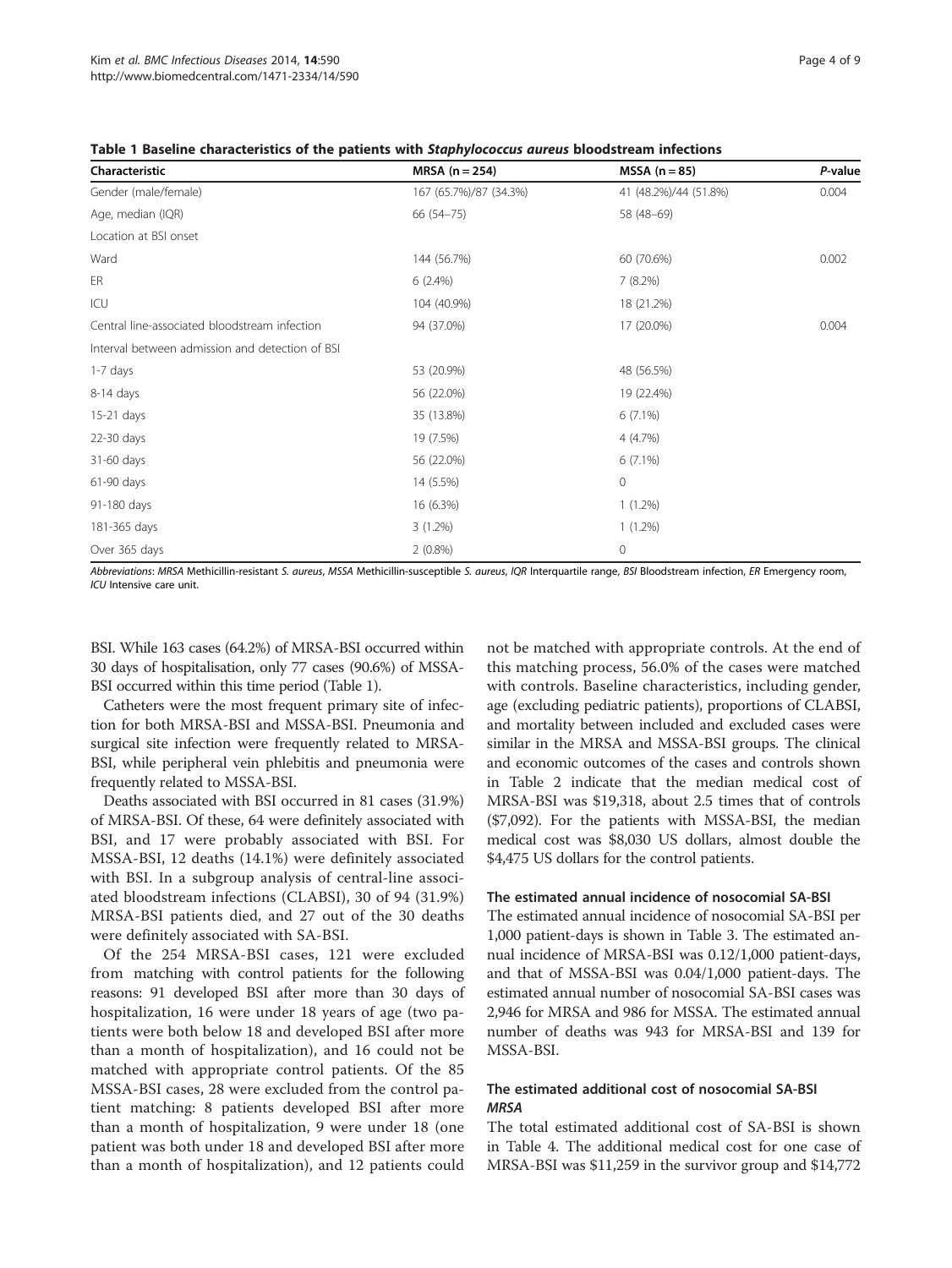**Table 1 Baseline characteristics of the patients with *Staphylococcus aureus* bloodstream infections**

| Characteristic | MRSA (n = 254) | MSSA (n = 85) | *P*-value |
|---|---|---|---|
| Gender (male/female) | 167 (65.7%)/87 (34.3%) | 41 (48.2%)/44 (51.8%) | 0.004 |
| Age, median (IQR) | 66 (54–75) | 58 (48–69) | |
| Location at BSI onset | | | |
| Ward | 144 (56.7%) | 60 (70.6%) | 0.002 |
| ER | 6 (2.4%) | 7 (8.2%) | |
| ICU | 104 (40.9%) | 18 (21.2%) | |
| Central line-associated bloodstream infection | 94 (37.0%) | 17 (20.0%) | 0.004 |
| Interval between admission and detection of BSI | | | |
| 1-7 days | 53 (20.9%) | 48 (56.5%) | |
| 8-14 days | 56 (22.0%) | 19 (22.4%) | |
| 15-21 days | 35 (13.8%) | 6 (7.1%) | |
| 22-30 days | 19 (7.5%) | 4 (4.7%) | |
| 31-60 days | 56 (22.0%) | 6 (7.1%) | |
| 61-90 days | 14 (5.5%) | 0 | |
| 91-180 days | 16 (6.3%) | 1 (1.2%) | |
| 181-365 days | 3 (1.2%) | 1 (1.2%) | |
| Over 365 days | 2 (0.8%) | 0 | |

*Abbreviations*: *MRSA* Methicillin-resistant *S. aureus*, *MSSA* Methicillin-susceptible *S. aureus*, *IQR* Interquartile range, *BSI* Bloodstream infection, *ER* Emergency room, *ICU* Intensive care unit.

BSI. While 163 cases (64.2%) of MRSA-BSI occurred within 30 days of hospitalisation, only 77 cases (90.6%) of MSSA-BSI occurred within this time period (Table 1).

Catheters were the most frequent primary site of infection for both MRSA-BSI and MSSA-BSI. Pneumonia and surgical site infection were frequently related to MRSA-BSI, while peripheral vein phlebitis and pneumonia were frequently related to MSSA-BSI.

Deaths associated with BSI occurred in 81 cases (31.9%) of MRSA-BSI. Of these, 64 were definitely associated with BSI, and 17 were probably associated with BSI. For MSSA-BSI, 12 deaths (14.1%) were definitely associated with BSI. In a subgroup analysis of central-line associated bloodstream infections (CLABSI), 30 of 94 (31.9%) MRSA-BSI patients died, and 27 out of the 30 deaths were definitely associated with SA-BSI.

Of the 254 MRSA-BSI cases, 121 were excluded from matching with control patients for the following reasons: 91 developed BSI after more than 30 days of hospitalization, 16 were under 18 years of age (two patients were both below 18 and developed BSI after more than a month of hospitalization), and 16 could not be matched with appropriate control patients. Of the 85 MSSA-BSI cases, 28 were excluded from the control patient matching: 8 patients developed BSI after more than a month of hospitalization, 9 were under 18 (one patient was both under 18 and developed BSI after more than a month of hospitalization), and 12 patients could not be matched with appropriate controls. At the end of this matching process, 56.0% of the cases were matched with controls. Baseline characteristics, including gender, age (excluding pediatric patients), proportions of CLABSI, and mortality between included and excluded cases were similar in the MRSA and MSSA-BSI groups. The clinical and economic outcomes of the cases and controls shown in Table 2 indicate that the median medical cost of MRSA-BSI was $19,318, about 2.5 times that of controls ($7,092). For the patients with MSSA-BSI, the median medical cost was $8,030 US dollars, almost double the $4,475 US dollars for the control patients.

### The estimated annual incidence of nosocomial SA-BSI

The estimated annual incidence of nosocomial SA-BSI per 1,000 patient-days is shown in Table 3. The estimated annual incidence of MRSA-BSI was 0.12/1,000 patient-days, and that of MSSA-BSI was 0.04/1,000 patient-days. The estimated annual number of nosocomial SA-BSI cases was 2,946 for MRSA and 986 for MSSA. The estimated annual number of deaths was 943 for MRSA-BSI and 139 for MSSA-BSI.

### The estimated additional cost of nosocomial SA-BSI

#### *MRSA*

The total estimated additional cost of SA-BSI is shown in Table 4. The additional medical cost for one case of MRSA-BSI was $11,259 in the survivor group and $14,772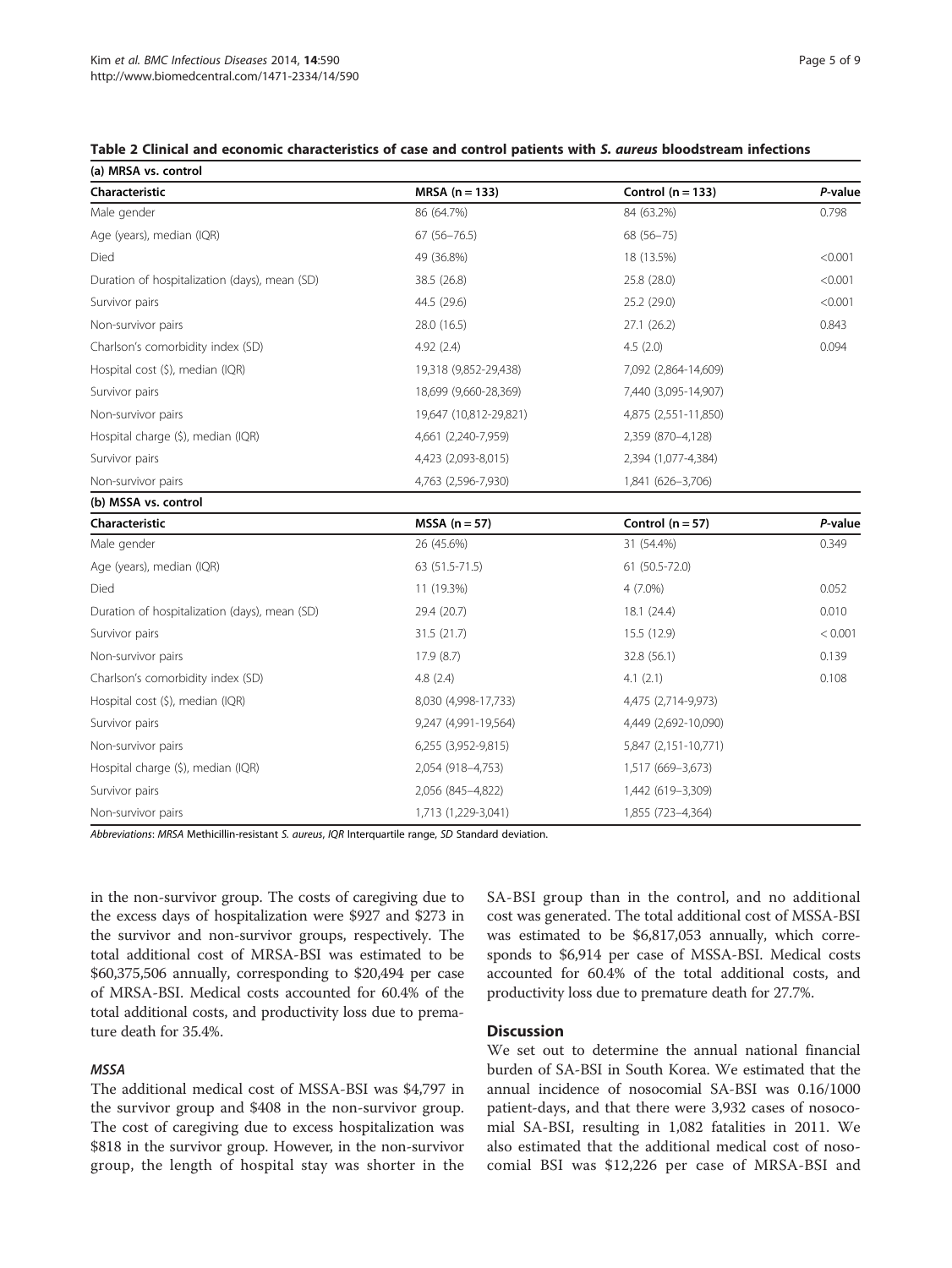**Table 2 Clinical and economic characteristics of case and control patients with *S. aureus* bloodstream infections**

**(a) MRSA vs. control**

| Characteristic | MRSA (n = 133) | Control (n = 133) | *P*-value |
|---|---|---|---|
| Male gender | 86 (64.7%) | 84 (63.2%) | 0.798 |
| Age (years), median (IQR) | 67 (56–76.5) | 68 (56–75) | |
| Died | 49 (36.8%) | 18 (13.5%) | <0.001 |
| Duration of hospitalization (days), mean (SD) | 38.5 (26.8) | 25.8 (28.0) | <0.001 |
| Survivor pairs | 44.5 (29.6) | 25.2 (29.0) | <0.001 |
| Non-survivor pairs | 28.0 (16.5) | 27.1 (26.2) | 0.843 |
| Charlson's comorbidity index (SD) | 4.92 (2.4) | 4.5 (2.0) | 0.094 |
| Hospital cost ($), median (IQR) | 19,318 (9,852-29,438) | 7,092 (2,864-14,609) | |
| Survivor pairs | 18,699 (9,660-28,369) | 7,440 (3,095-14,907) | |
| Non-survivor pairs | 19,647 (10,812-29,821) | 4,875 (2,551-11,850) | |
| Hospital charge ($), median (IQR) | 4,661 (2,240-7,959) | 2,359 (870–4,128) | |
| Survivor pairs | 4,423 (2,093-8,015) | 2,394 (1,077-4,384) | |
| Non-survivor pairs | 4,763 (2,596-7,930) | 1,841 (626–3,706) | |

**(b) MSSA vs. control**

| Characteristic | MSSA (n = 57) | Control (n = 57) | *P*-value |
|---|---|---|---|
| Male gender | 26 (45.6%) | 31 (54.4%) | 0.349 |
| Age (years), median (IQR) | 63 (51.5-71.5) | 61 (50.5-72.0) | |
| Died | 11 (19.3%) | 4 (7.0%) | 0.052 |
| Duration of hospitalization (days), mean (SD) | 29.4 (20.7) | 18.1 (24.4) | 0.010 |
| Survivor pairs | 31.5 (21.7) | 15.5 (12.9) | < 0.001 |
| Non-survivor pairs | 17.9 (8.7) | 32.8 (56.1) | 0.139 |
| Charlson's comorbidity index (SD) | 4.8 (2.4) | 4.1 (2.1) | 0.108 |
| Hospital cost ($), median (IQR) | 8,030 (4,998-17,733) | 4,475 (2,714-9,973) | |
| Survivor pairs | 9,247 (4,991-19,564) | 4,449 (2,692-10,090) | |
| Non-survivor pairs | 6,255 (3,952-9,815) | 5,847 (2,151-10,771) | |
| Hospital charge ($), median (IQR) | 2,054 (918–4,753) | 1,517 (669–3,673) | |
| Survivor pairs | 2,056 (845–4,822) | 1,442 (619–3,309) | |
| Non-survivor pairs | 1,713 (1,229-3,041) | 1,855 (723–4,364) | |

*Abbreviations*: *MRSA* Methicillin-resistant *S. aureus*, *IQR* Interquartile range, *SD* Standard deviation.

in the non-survivor group. The costs of caregiving due to the excess days of hospitalization were $927 and $273 in the survivor and non-survivor groups, respectively. The total additional cost of MRSA-BSI was estimated to be $60,375,506 annually, corresponding to $20,494 per case of MRSA-BSI. Medical costs accounted for 60.4% of the total additional costs, and productivity loss due to premature death for 35.4%.

### *MSSA*

The additional medical cost of MSSA-BSI was $4,797 in the survivor group and $408 in the non-survivor group. The cost of caregiving due to excess hospitalization was $818 in the survivor group. However, in the non-survivor group, the length of hospital stay was shorter in the SA-BSI group than in the control, and no additional cost was generated. The total additional cost of MSSA-BSI was estimated to be $6,817,053 annually, which corresponds to $6,914 per case of MSSA-BSI. Medical costs accounted for 60.4% of the total additional costs, and productivity loss due to premature death for 27.7%.

## Discussion

We set out to determine the annual national financial burden of SA-BSI in South Korea. We estimated that the annual incidence of nosocomial SA-BSI was 0.16/1000 patient-days, and that there were 3,932 cases of nosocomial SA-BSI, resulting in 1,082 fatalities in 2011. We also estimated that the additional medical cost of nosocomial BSI was $12,226 per case of MRSA-BSI and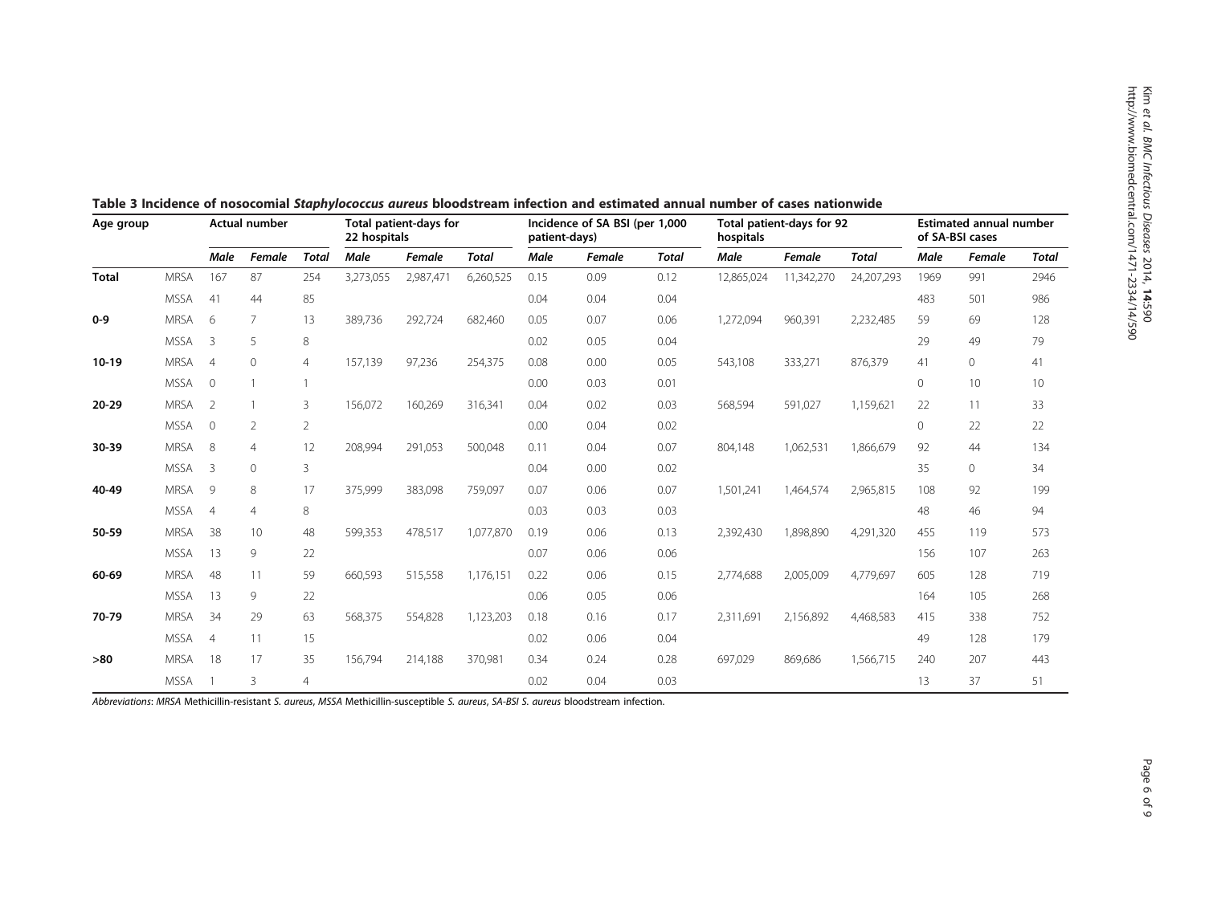**Table 3 Incidence of nosocomial *Staphylococcus aureus* bloodstream infection and estimated annual number of cases nationwide**

| Age group | | Actual number | | | Total patient-days for 22 hospitals | | | Incidence of SA BSI (per 1,000 patient-days) | | | Total patient-days for 92 hospitals | | | Estimated annual number of SA-BSI cases | | |
|---|---|---|---|---|---|---|---|---|---|---|---|---|---|---|---|---|
| | | *Male* | *Female* | *Total* | *Male* | *Female* | *Total* | *Male* | *Female* | *Total* | *Male* | *Female* | *Total* | *Male* | *Female* | *Total* |
| **Total** | MRSA | 167 | 87 | 254 | 3,273,055 | 2,987,471 | 6,260,525 | 0.15 | 0.09 | 0.12 | 12,865,024 | 11,342,270 | 24,207,293 | 1969 | 991 | 2946 |
| | MSSA | 41 | 44 | 85 | | | | 0.04 | 0.04 | 0.04 | | | | 483 | 501 | 986 |
| **0-9** | MRSA | 6 | 7 | 13 | 389,736 | 292,724 | 682,460 | 0.05 | 0.07 | 0.06 | 1,272,094 | 960,391 | 2,232,485 | 59 | 69 | 128 |
| | MSSA | 3 | 5 | 8 | | | | 0.02 | 0.05 | 0.04 | | | | 29 | 49 | 79 |
| **10-19** | MRSA | 4 | 0 | 4 | 157,139 | 97,236 | 254,375 | 0.08 | 0.00 | 0.05 | 543,108 | 333,271 | 876,379 | 41 | 0 | 41 |
| | MSSA | 0 | 1 | 1 | | | | 0.00 | 0.03 | 0.01 | | | | 0 | 10 | 10 |
| **20-29** | MRSA | 2 | 1 | 3 | 156,072 | 160,269 | 316,341 | 0.04 | 0.02 | 0.03 | 568,594 | 591,027 | 1,159,621 | 22 | 11 | 33 |
| | MSSA | 0 | 2 | 2 | | | | 0.00 | 0.04 | 0.02 | | | | 0 | 22 | 22 |
| **30-39** | MRSA | 8 | 4 | 12 | 208,994 | 291,053 | 500,048 | 0.11 | 0.04 | 0.07 | 804,148 | 1,062,531 | 1,866,679 | 92 | 44 | 134 |
| | MSSA | 3 | 0 | 3 | | | | 0.04 | 0.00 | 0.02 | | | | 35 | 0 | 34 |
| **40-49** | MRSA | 9 | 8 | 17 | 375,999 | 383,098 | 759,097 | 0.07 | 0.06 | 0.07 | 1,501,241 | 1,464,574 | 2,965,815 | 108 | 92 | 199 |
| | MSSA | 4 | 4 | 8 | | | | 0.03 | 0.03 | 0.03 | | | | 48 | 46 | 94 |
| **50-59** | MRSA | 38 | 10 | 48 | 599,353 | 478,517 | 1,077,870 | 0.19 | 0.06 | 0.13 | 2,392,430 | 1,898,890 | 4,291,320 | 455 | 119 | 573 |
| | MSSA | 13 | 9 | 22 | | | | 0.07 | 0.06 | 0.06 | | | | 156 | 107 | 263 |
| **60-69** | MRSA | 48 | 11 | 59 | 660,593 | 515,558 | 1,176,151 | 0.22 | 0.06 | 0.15 | 2,774,688 | 2,005,009 | 4,779,697 | 605 | 128 | 719 |
| | MSSA | 13 | 9 | 22 | | | | 0.06 | 0.05 | 0.06 | | | | 164 | 105 | 268 |
| **70-79** | MRSA | 34 | 29 | 63 | 568,375 | 554,828 | 1,123,203 | 0.18 | 0.16 | 0.17 | 2,311,691 | 2,156,892 | 4,468,583 | 415 | 338 | 752 |
| | MSSA | 4 | 11 | 15 | | | | 0.02 | 0.06 | 0.04 | | | | 49 | 128 | 179 |
| **>80** | MRSA | 18 | 17 | 35 | 156,794 | 214,188 | 370,981 | 0.34 | 0.24 | 0.28 | 697,029 | 869,686 | 1,566,715 | 240 | 207 | 443 |
| | MSSA | 1 | 3 | 4 | | | | 0.02 | 0.04 | 0.03 | | | | 13 | 37 | 51 |

*Abbreviations*: *MRSA* Methicillin-resistant *S. aureus*, *MSSA* Methicillin-susceptible *S. aureus*, *SA-BSI S. aureus* bloodstream infection.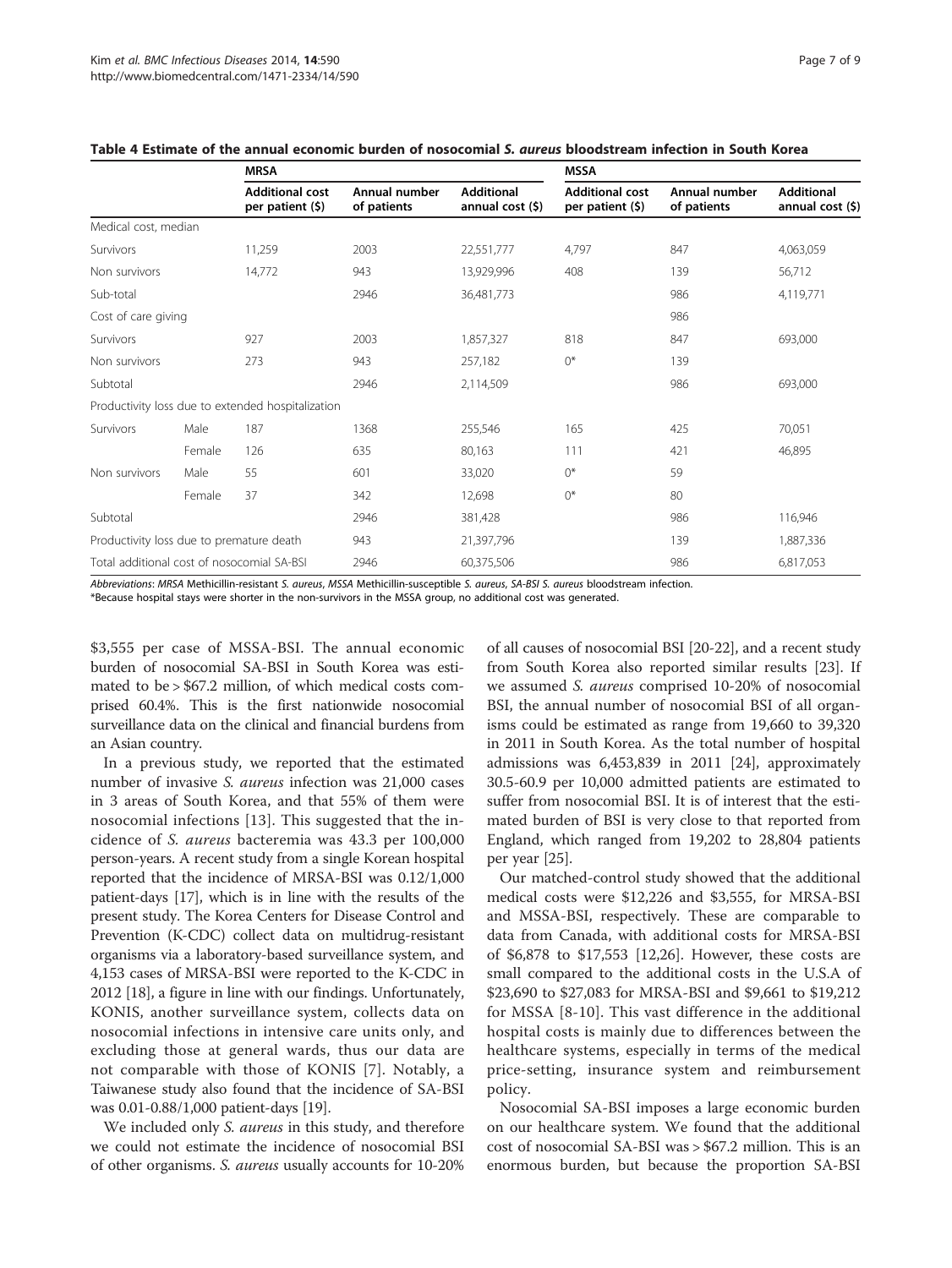**Table 4 Estimate of the annual economic burden of nosocomial *S. aureus* bloodstream infection in South Korea**

| | | MRSA | | | MSSA | | |
|---|---|---|---|---|---|---|---|
| | | Additional cost per patient ($) | Annual number of patients | Additional annual cost ($) | Additional cost per patient ($) | Annual number of patients | Additional annual cost ($) |
| Medical cost, median | | | | | | | |
| Survivors | | 11,259 | 2003 | 22,551,777 | 4,797 | 847 | 4,063,059 |
| Non survivors | | 14,772 | 943 | 13,929,996 | 408 | 139 | 56,712 |
| Sub-total | | | 2946 | 36,481,773 | | 986 | 4,119,771 |
| Cost of care giving | | | | | | 986 | |
| Survivors | | 927 | 2003 | 1,857,327 | 818 | 847 | 693,000 |
| Non survivors | | 273 | 943 | 257,182 | 0* | 139 | |
| Subtotal | | | 2946 | 2,114,509 | | 986 | 693,000 |
| Productivity loss due to extended hospitalization | | | | | | | |
| Survivors | Male | 187 | 1368 | 255,546 | 165 | 425 | 70,051 |
| | Female | 126 | 635 | 80,163 | 111 | 421 | 46,895 |
| Non survivors | Male | 55 | 601 | 33,020 | 0* | 59 | |
| | Female | 37 | 342 | 12,698 | 0* | 80 | |
| Subtotal | | | 2946 | 381,428 | | 986 | 116,946 |
| Productivity loss due to premature death | | | 943 | 21,397,796 | | 139 | 1,887,336 |
| Total additional cost of nosocomial SA-BSI | | | 2946 | 60,375,506 | | 986 | 6,817,053 |

*Abbreviations*: *MRSA* Methicillin-resistant *S. aureus*, *MSSA* Methicillin-susceptible *S. aureus*, *SA-BSI S. aureus* bloodstream infection.
*Because hospital stays were shorter in the non-survivors in the MSSA group, no additional cost was generated.

$3,555 per case of MSSA-BSI. The annual economic burden of nosocomial SA-BSI in South Korea was estimated to be > $67.2 million, of which medical costs comprised 60.4%. This is the first nationwide nosocomial surveillance data on the clinical and financial burdens from an Asian country.

In a previous study, we reported that the estimated number of invasive *S. aureus* infection was 21,000 cases in 3 areas of South Korea, and that 55% of them were nosocomial infections [13]. This suggested that the incidence of *S. aureus* bacteremia was 43.3 per 100,000 person-years. A recent study from a single Korean hospital reported that the incidence of MRSA-BSI was 0.12/1,000 patient-days [17], which is in line with the results of the present study. The Korea Centers for Disease Control and Prevention (K-CDC) collect data on multidrug-resistant organisms via a laboratory-based surveillance system, and 4,153 cases of MRSA-BSI were reported to the K-CDC in 2012 [18], a figure in line with our findings. Unfortunately, KONIS, another surveillance system, collects data on nosocomial infections in intensive care units only, and excluding those at general wards, thus our data are not comparable with those of KONIS [7]. Notably, a Taiwanese study also found that the incidence of SA-BSI was 0.01-0.88/1,000 patient-days [19].

We included only *S. aureus* in this study, and therefore we could not estimate the incidence of nosocomial BSI of other organisms. *S. aureus* usually accounts for 10-20% of all causes of nosocomial BSI [20-22], and a recent study from South Korea also reported similar results [23]. If we assumed *S. aureus* comprised 10-20% of nosocomial BSI, the annual number of nosocomial BSI of all organisms could be estimated as range from 19,660 to 39,320 in 2011 in South Korea. As the total number of hospital admissions was 6,453,839 in 2011 [24], approximately 30.5-60.9 per 10,000 admitted patients are estimated to suffer from nosocomial BSI. It is of interest that the estimated burden of BSI is very close to that reported from England, which ranged from 19,202 to 28,804 patients per year [25].

Our matched-control study showed that the additional medical costs were $12,226 and $3,555, for MRSA-BSI and MSSA-BSI, respectively. These are comparable to data from Canada, with additional costs for MRSA-BSI of $6,878 to $17,553 [12,26]. However, these costs are small compared to the additional costs in the U.S.A of $23,690 to $27,083 for MRSA-BSI and $9,661 to $19,212 for MSSA [8-10]. This vast difference in the additional hospital costs is mainly due to differences between the healthcare systems, especially in terms of the medical price-setting, insurance system and reimbursement policy.

Nosocomial SA-BSI imposes a large economic burden on our healthcare system. We found that the additional cost of nosocomial SA-BSI was > $67.2 million. This is an enormous burden, but because the proportion SA-BSI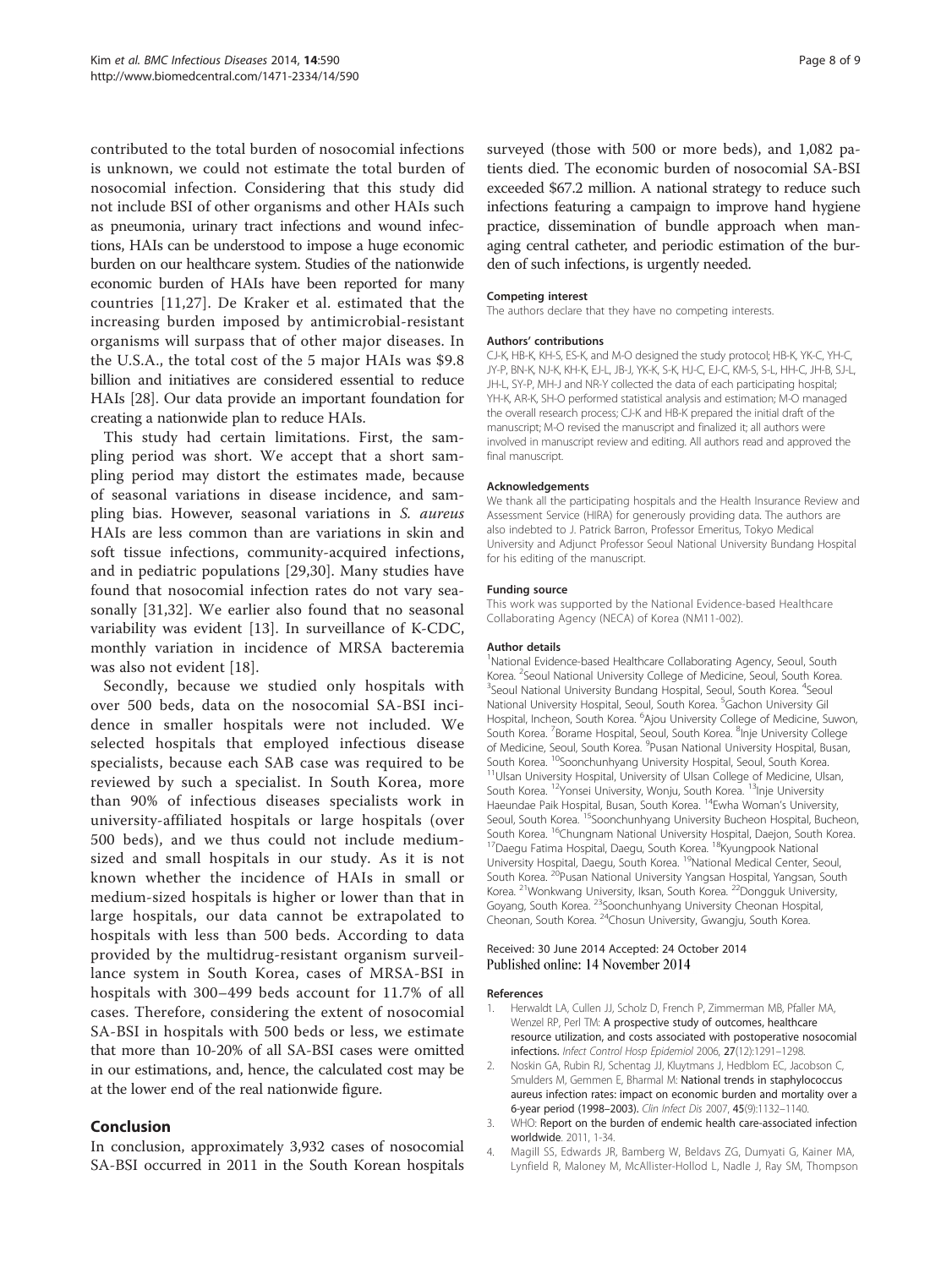contributed to the total burden of nosocomial infections is unknown, we could not estimate the total burden of nosocomial infection. Considering that this study did not include BSI of other organisms and other HAIs such as pneumonia, urinary tract infections and wound infections, HAIs can be understood to impose a huge economic burden on our healthcare system. Studies of the nationwide economic burden of HAIs have been reported for many countries [11,27]. De Kraker et al. estimated that the increasing burden imposed by antimicrobial-resistant organisms will surpass that of other major diseases. In the U.S.A., the total cost of the 5 major HAIs was $9.8 billion and initiatives are considered essential to reduce HAIs [28]. Our data provide an important foundation for creating a nationwide plan to reduce HAIs.

This study had certain limitations. First, the sampling period was short. We accept that a short sampling period may distort the estimates made, because of seasonal variations in disease incidence, and sampling bias. However, seasonal variations in *S. aureus* HAIs are less common than are variations in skin and soft tissue infections, community-acquired infections, and in pediatric populations [29,30]. Many studies have found that nosocomial infection rates do not vary seasonally [31,32]. We earlier also found that no seasonal variability was evident [13]. In surveillance of K-CDC, monthly variation in incidence of MRSA bacteremia was also not evident [18].

Secondly, because we studied only hospitals with over 500 beds, data on the nosocomial SA-BSI incidence in smaller hospitals were not included. We selected hospitals that employed infectious disease specialists, because each SAB case was required to be reviewed by such a specialist. In South Korea, more than 90% of infectious diseases specialists work in university-affiliated hospitals or large hospitals (over 500 beds), and we thus could not include medium-sized and small hospitals in our study. As it is not known whether the incidence of HAIs in small or medium-sized hospitals is higher or lower than that in large hospitals, our data cannot be extrapolated to hospitals with less than 500 beds. According to data provided by the multidrug-resistant organism surveillance system in South Korea, cases of MRSA-BSI in hospitals with 300–499 beds account for 11.7% of all cases. Therefore, considering the extent of nosocomial SA-BSI in hospitals with 500 beds or less, we estimate that more than 10-20% of all SA-BSI cases were omitted in our estimations, and, hence, the calculated cost may be at the lower end of the real nationwide figure.

## Conclusion

In conclusion, approximately 3,932 cases of nosocomial SA-BSI occurred in 2011 in the South Korean hospitals surveyed (those with 500 or more beds), and 1,082 patients died. The economic burden of nosocomial SA-BSI exceeded $67.2 million. A national strategy to reduce such infections featuring a campaign to improve hand hygiene practice, dissemination of bundle approach when managing central catheter, and periodic estimation of the burden of such infections, is urgently needed.

#### Competing interest

The authors declare that they have no competing interests.

#### Authors' contributions

CJ-K, HB-K, KH-S, ES-K, and M-O designed the study protocol; HB-K, YK-C, YH-C, JY-P, BN-K, NJ-K, KH-K, EJ-L, JB-J, YK-K, S-K, HJ-C, EJ-C, KM-S, S-L, HH-C, JH-B, SJ-L, JH-L, SY-P, MH-J and NR-Y collected the data of each participating hospital; YH-K, AR-K, SH-O performed statistical analysis and estimation; M-O managed the overall research process; CJ-K and HB-K prepared the initial draft of the manuscript; M-O revised the manuscript and finalized it; all authors were involved in manuscript review and editing. All authors read and approved the final manuscript.

#### Acknowledgements

We thank all the participating hospitals and the Health Insurance Review and Assessment Service (HIRA) for generously providing data. The authors are also indebted to J. Patrick Barron, Professor Emeritus, Tokyo Medical University and Adjunct Professor Seoul National University Bundang Hospital for his editing of the manuscript.

#### Funding source

This work was supported by the National Evidence-based Healthcare Collaborating Agency (NECA) of Korea (NM11-002).

#### Author details

[1]National Evidence-based Healthcare Collaborating Agency, Seoul, South Korea. [2]Seoul National University College of Medicine, Seoul, South Korea. [3]Seoul National University Bundang Hospital, Seoul, South Korea. [4]Seoul National University Hospital, Seoul, South Korea. [5]Gachon University Gil Hospital, Incheon, South Korea. [6]Ajou University College of Medicine, Suwon, South Korea. [7]Borame Hospital, Seoul, South Korea. [8]Inje University College of Medicine, Seoul, South Korea. [9]Pusan National University Hospital, Busan, South Korea. [10]Soonchunhyang University Hospital, Seoul, South Korea. [11]Ulsan University Hospital, University of Ulsan College of Medicine, Ulsan, South Korea. [12]Yonsei University, Wonju, South Korea. [13]Inje University Haeundae Paik Hospital, Busan, South Korea. [14]Ewha Woman's University, Seoul, South Korea. [15]Soonchunhyang University Bucheon Hospital, Bucheon, South Korea. [16]Chungnam National University Hospital, Daejon, South Korea. [17]Daegu Fatima Hospital, Daegu, South Korea. [18]Kyungpook National University Hospital, Daegu, South Korea. [19]National Medical Center, Seoul, South Korea. [20]Pusan National University Yangsan Hospital, Yangsan, South Korea. [21]Wonkwang University, Iksan, South Korea. [22]Dongguk University, Goyang, South Korea. [23]Soonchunhyang University Cheonan Hospital, Cheonan, South Korea. [24]Chosun University, Gwangju, South Korea.

Received: 30 June 2014 Accepted: 24 October 2014
Published online: 14 November 2014

#### References

1. Herwaldt LA, Cullen JJ, Scholz D, French P, Zimmerman MB, Pfaller MA, Wenzel RP, Perl TM: **A prospective study of outcomes, healthcare resource utilization, and costs associated with postoperative nosocomial infections.** *Infect Control Hosp Epidemiol* 2006, **27**(12):1291–1298.
2. Noskin GA, Rubin RJ, Schentag JJ, Kluytmans J, Hedblom EC, Jacobson C, Smulders M, Gemmen E, Bharmal M: **National trends in staphylococcus aureus infection rates: impact on economic burden and mortality over a 6-year period (1998–2003).** *Clin Infect Dis* 2007, **45**(9):1132–1140.
3. WHO: **Report on the burden of endemic health care-associated infection worldwide**. 2011, 1-34.
4. Magill SS, Edwards JR, Bamberg W, Beldavs ZG, Dumyati G, Kainer MA, Lynfield R, Maloney M, McAllister-Hollod L, Nadle J, Ray SM, Thompson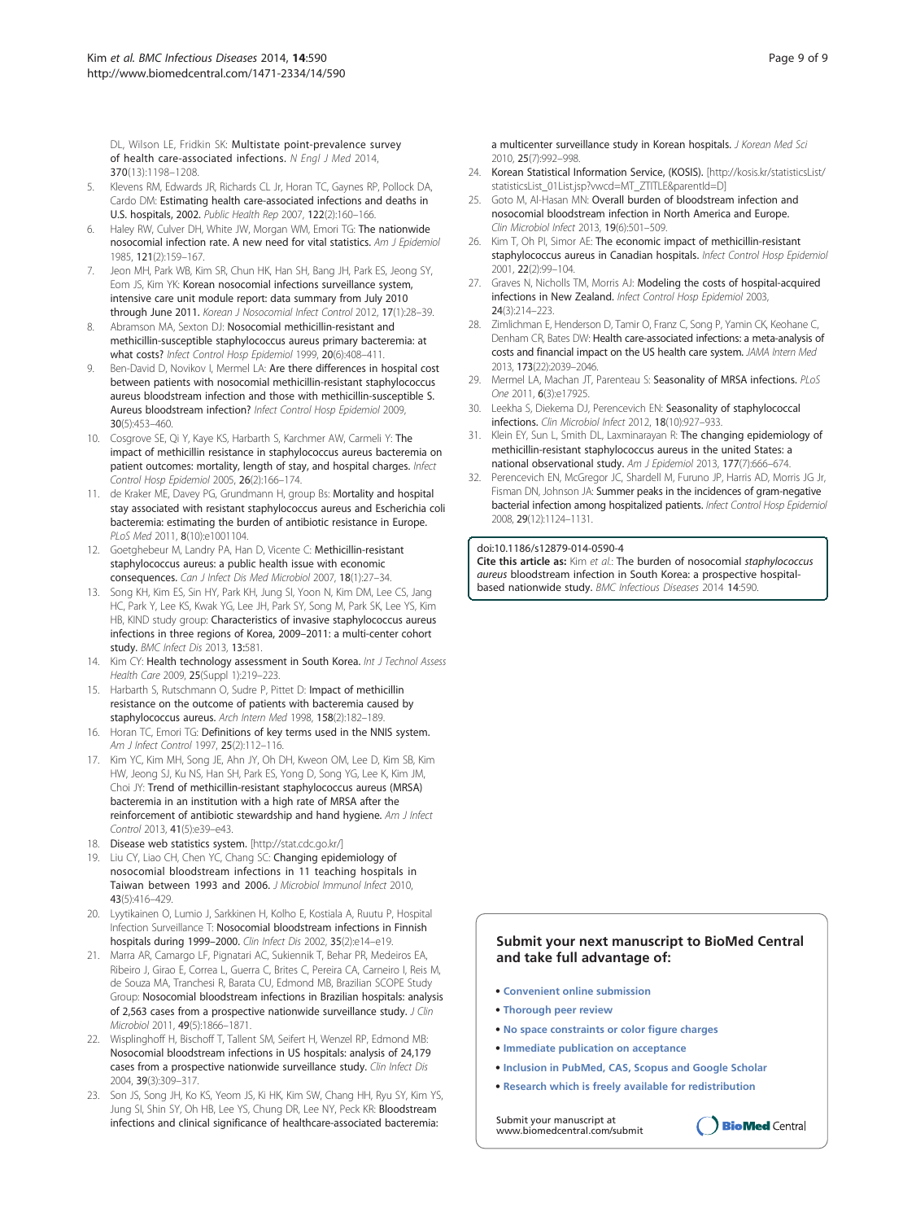DL, Wilson LE, Fridkin SK: **Multistate point-prevalence survey of health care-associated infections.** *N Engl J Med* 2014, **370**(13):1198–1208.

5. Klevens RM, Edwards JR, Richards CL Jr, Horan TC, Gaynes RP, Pollock DA, Cardo DM: **Estimating health care-associated infections and deaths in U.S. hospitals, 2002.** *Public Health Rep* 2007, **122**(2):160–166.
6. Haley RW, Culver DH, White JW, Morgan WM, Emori TG: **The nationwide nosocomial infection rate. A new need for vital statistics.** *Am J Epidemiol* 1985, **121**(2):159–167.
7. Jeon MH, Park WB, Kim SR, Chun HK, Han SH, Bang JH, Park ES, Jeong SY, Eom JS, Kim YK: **Korean nosocomial infections surveillance system, intensive care unit module report: data summary from July 2010 through June 2011.** *Korean J Nosocomial Infect Control* 2012, **17**(1):28–39.
8. Abramson MA, Sexton DJ: **Nosocomial methicillin-resistant and methicillin-susceptible staphylococcus aureus primary bacteremia: at what costs?** *Infect Control Hosp Epidemiol* 1999, **20**(6):408–411.
9. Ben-David D, Novikov I, Mermel LA: **Are there differences in hospital cost between patients with nosocomial methicillin-resistant staphylococcus aureus bloodstream infection and those with methicillin-susceptible S. Aureus bloodstream infection?** *Infect Control Hosp Epidemiol* 2009, **30**(5):453–460.
10. Cosgrove SE, Qi Y, Kaye KS, Harbarth S, Karchmer AW, Carmeli Y: **The impact of methicillin resistance in staphylococcus aureus bacteremia on patient outcomes: mortality, length of stay, and hospital charges.** *Infect Control Hosp Epidemiol* 2005, **26**(2):166–174.
11. de Kraker ME, Davey PG, Grundmann H, group Bs: **Mortality and hospital stay associated with resistant staphylococcus aureus and Escherichia coli bacteremia: estimating the burden of antibiotic resistance in Europe.** *PLoS Med* 2011, **8**(10):e1001104.
12. Goetghebeur M, Landry PA, Han D, Vicente C: **Methicillin-resistant staphylococcus aureus: a public health issue with economic consequences.** *Can J Infect Dis Med Microbiol* 2007, **18**(1):27–34.
13. Song KH, Kim ES, Sin HY, Park KH, Jung SI, Yoon N, Kim DM, Lee CS, Jang HC, Park Y, Lee KS, Kwak YG, Lee JH, Park SY, Song M, Park SK, Lee YS, Kim HB, KIND study group: **Characteristics of invasive staphylococcus aureus infections in three regions of Korea, 2009–2011: a multi-center cohort study.** *BMC Infect Dis* 2013, **13**:581.
14. Kim CY: **Health technology assessment in South Korea.** *Int J Technol Assess Health Care* 2009, **25**(Suppl 1):219–223.
15. Harbarth S, Rutschmann O, Sudre P, Pittet D: **Impact of methicillin resistance on the outcome of patients with bacteremia caused by staphylococcus aureus.** *Arch Intern Med* 1998, **158**(2):182–189.
16. Horan TC, Emori TG: **Definitions of key terms used in the NNIS system.** *Am J Infect Control* 1997, **25**(2):112–116.
17. Kim YC, Kim MH, Song JE, Ahn JY, Oh DH, Kweon OM, Lee D, Kim SB, Kim HW, Jeong SJ, Ku NS, Han SH, Park ES, Yong D, Song YG, Lee K, Kim JM, Choi JY: **Trend of methicillin-resistant staphylococcus aureus (MRSA) bacteremia in an institution with a high rate of MRSA after the reinforcement of antibiotic stewardship and hand hygiene.** *Am J Infect Control* 2013, **41**(5):e39–e43.
18. **Disease web statistics system.** [http://stat.cdc.go.kr/]
19. Liu CY, Liao CH, Chen YC, Chang SC: **Changing epidemiology of nosocomial bloodstream infections in 11 teaching hospitals in Taiwan between 1993 and 2006.** *J Microbiol Immunol Infect* 2010, **43**(5):416–429.
20. Lyytikainen O, Lumio J, Sarkkinen H, Kolho E, Kostiala A, Ruutu P, Hospital Infection Surveillance T: **Nosocomial bloodstream infections in Finnish hospitals during 1999–2000.** *Clin Infect Dis* 2002, **35**(2):e14–e19.
21. Marra AR, Camargo LF, Pignatari AC, Sukiennik T, Behar PR, Medeiros EA, Ribeiro J, Girao E, Correa L, Guerra C, Brites C, Pereira CA, Carneiro I, Reis M, de Souza MA, Tranchesi R, Barata CU, Edmond MB, Brazilian SCOPE Study Group: **Nosocomial bloodstream infections in Brazilian hospitals: analysis of 2,563 cases from a prospective nationwide surveillance study.** *J Clin Microbiol* 2011, **49**(5):1866–1871.
22. Wisplinghoff H, Bischoff T, Tallent SM, Seifert H, Wenzel RP, Edmond MB: **Nosocomial bloodstream infections in US hospitals: analysis of 24,179 cases from a prospective nationwide surveillance study.** *Clin Infect Dis* 2004, **39**(3):309–317.
23. Son JS, Song JH, Ko KS, Yeom JS, Ki HK, Kim SW, Chang HH, Ryu SY, Kim YS, Jung SI, Shin SY, Oh HB, Lee YS, Chung DR, Lee NY, Peck KR: **Bloodstream infections and clinical significance of healthcare-associated bacteremia: a multicenter surveillance study in Korean hospitals.** *J Korean Med Sci* 2010, **25**(7):992–998.
24. Korean Statistical Information Service, (KOSIS). [http://kosis.kr/statisticsList/statisticsList_01List.jsp?vwcd=MT_ZTITLE&parentId=D]
25. Goto M, Al-Hasan MN: **Overall burden of bloodstream infection and nosocomial bloodstream infection in North America and Europe.** *Clin Microbiol Infect* 2013, **19**(6):501–509.
26. Kim T, Oh PI, Simor AE: **The economic impact of methicillin-resistant staphylococcus aureus in Canadian hospitals.** *Infect Control Hosp Epidemiol* 2001, **22**(2):99–104.
27. Graves N, Nicholls TM, Morris AJ: **Modeling the costs of hospital-acquired infections in New Zealand.** *Infect Control Hosp Epidemiol* 2003, **24**(3):214–223.
28. Zimlichman E, Henderson D, Tamir O, Franz C, Song P, Yamin CK, Keohane C, Denham CR, Bates DW: **Health care-associated infections: a meta-analysis of costs and financial impact on the US health care system.** *JAMA Intern Med* 2013, **173**(22):2039–2046.
29. Mermel LA, Machan JT, Parenteau S: **Seasonality of MRSA infections.** *PLoS One* 2011, **6**(3):e17925.
30. Leekha S, Diekema DJ, Perencevich EN: **Seasonality of staphylococcal infections.** *Clin Microbiol Infect* 2012, **18**(10):927–933.
31. Klein EY, Sun L, Smith DL, Laxminarayan R: **The changing epidemiology of methicillin-resistant staphylococcus aureus in the united States: a national observational study.** *Am J Epidemiol* 2013, **177**(7):666–674.
32. Perencevich EN, McGregor JC, Shardell M, Furuno JP, Harris AD, Morris JG Jr, Fisman DN, Johnson JA: **Summer peaks in the incidences of gram-negative bacterial infection among hospitalized patients.** *Infect Control Hosp Epidemiol* 2008, **29**(12):1124–1131.

doi:10.1186/s12879-014-0590-4
**Cite this article as:** Kim *et al.*: The burden of nosocomial *staphylococcus aureus* bloodstream infection in South Korea: a prospective hospital-based nationwide study. *BMC Infectious Diseases* 2014 **14**:590.

**Submit your next manuscript to BioMed Central and take full advantage of:**

- **Convenient online submission**
- **Thorough peer review**
- **No space constraints or color figure charges**
- **Immediate publication on acceptance**
- **Inclusion in PubMed, CAS, Scopus and Google Scholar**
- **Research which is freely available for redistribution**

Submit your manuscript at
www.biomedcentral.com/submit

BioMed Central